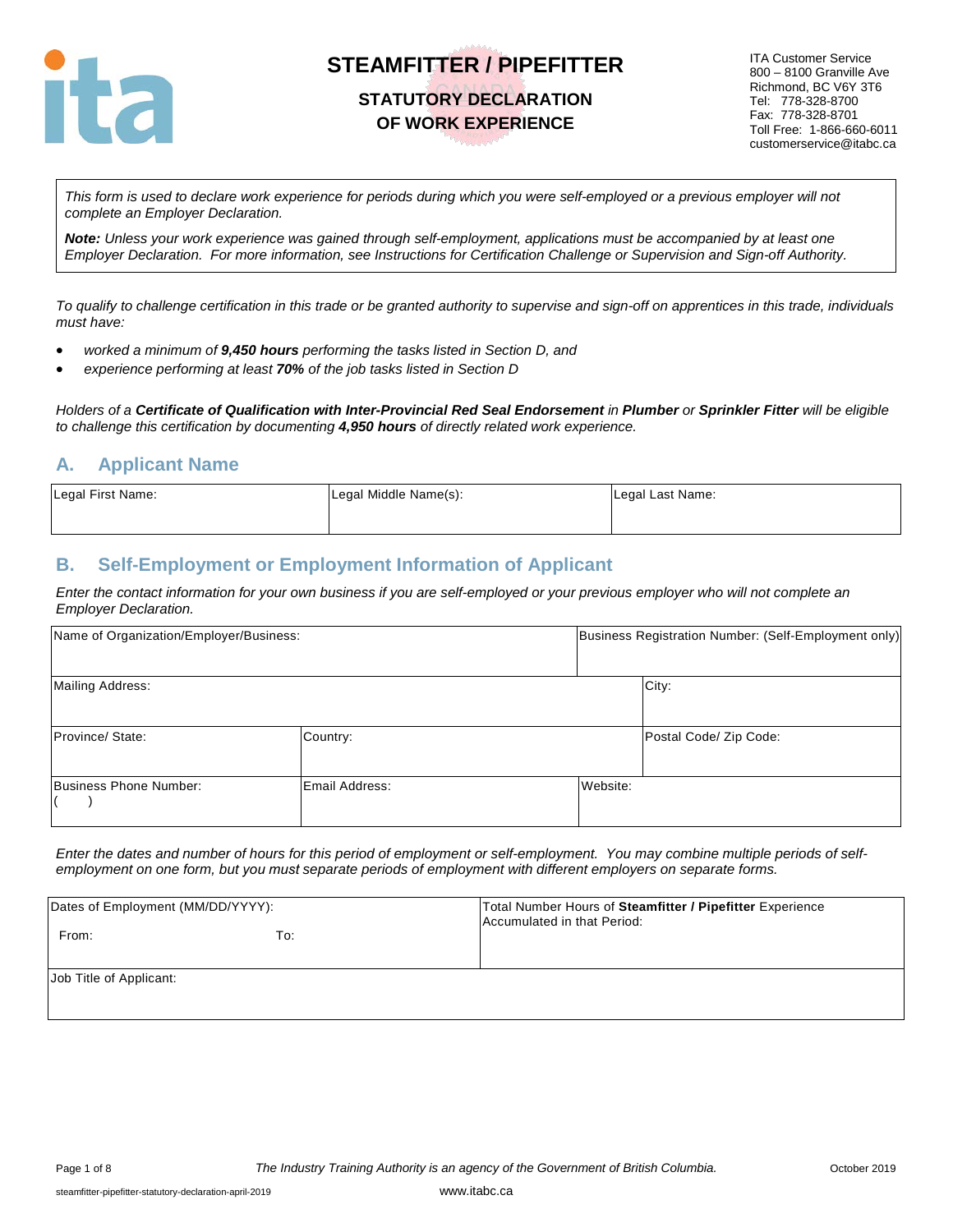# STEAMFITTER / PIPEFITTER

## STATUTORY DECLARATION OF WORK EXPERIENCE

ITA Customer Service
800 – 8100 Granville Ave
Richmond, BC V6Y 3T6
Tel: 778-328-8700
Fax: 778-328-8701
Toll Free: 1-866-660-6011
customerservice@itabc.ca

*This form is used to declare work experience for periods during which you were self-employed or a previous employer will not complete an Employer Declaration.*

***Note:*** *Unless your work experience was gained through self-employment, applications must be accompanied by at least one Employer Declaration. For more information, see Instructions for Certification Challenge or Supervision and Sign-off Authority.*

*To qualify to challenge certification in this trade or be granted authority to supervise and sign-off on apprentices in this trade, individuals must have:*

- *worked a minimum of **9,450 hours** performing the tasks listed in Section D, and*
- *experience performing at least **70%** of the job tasks listed in Section D*

*Holders of a **Certificate of Qualification with Inter-Provincial Red Seal Endorsement** in **Plumber** or **Sprinkler Fitter** will be eligible to challenge this certification by documenting **4,950 hours** of directly related work experience.*

## A. Applicant Name

| Legal First Name: | Legal Middle Name(s): | Legal Last Name: |
|---|---|---|
| | | |

## B. Self-Employment or Employment Information of Applicant

*Enter the contact information for your own business if you are self-employed or your previous employer who will not complete an Employer Declaration.*

| Name of Organization/Employer/Business: | | Business Registration Number: (Self-Employment only) |
|---|---|---|
| Mailing Address: | | City: |
| Province/ State: | Country: | Postal Code/ Zip Code: |
| Business Phone Number: ( ) | Email Address: | Website: |

*Enter the dates and number of hours for this period of employment or self-employment. You may combine multiple periods of self-employment on one form, but you must separate periods of employment with different employers on separate forms.*

| Dates of Employment (MM/DD/YYYY): From: To: | Total Number Hours of **Steamfitter / Pipefitter** Experience Accumulated in that Period: |
|---|---|
| Job Title of Applicant: | |

*The Industry Training Authority is an agency of the Government of British Columbia.*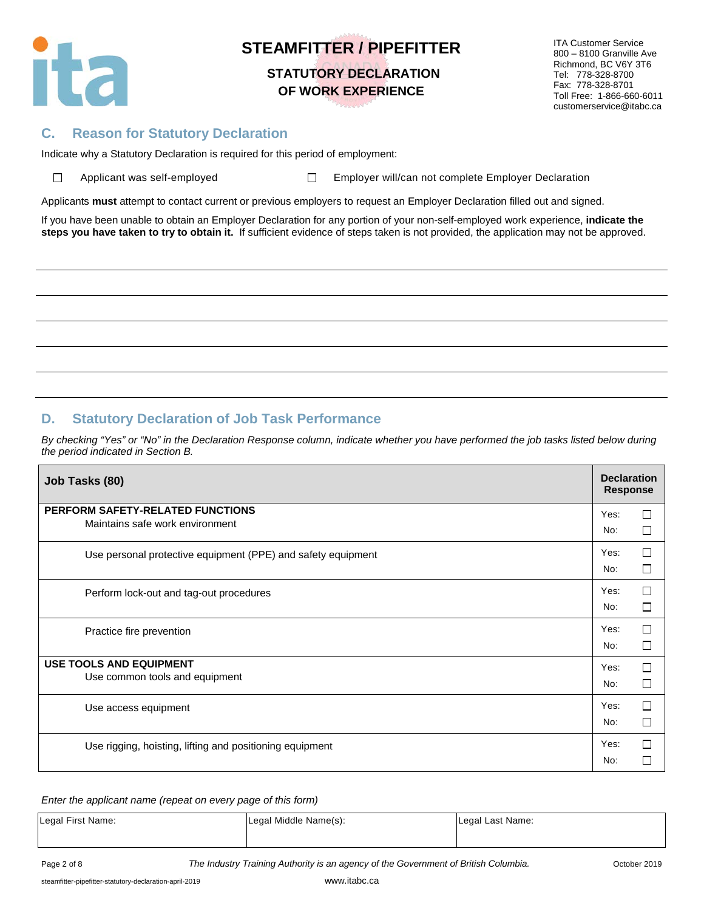# STEAMFITTER / PIPEFITTER

## STATUTORY DECLARATION OF WORK EXPERIENCE

ITA Customer Service
800 – 8100 Granville Ave
Richmond, BC V6Y 3T6
Tel: 778-328-8700
Fax: 778-328-8701
Toll Free: 1-866-660-6011
customerservice@itabc.ca

## C. Reason for Statutory Declaration

Indicate why a Statutory Declaration is required for this period of employment:

☐ Applicant was self-employed ☐ Employer will/can not complete Employer Declaration

Applicants **must** attempt to contact current or previous employers to request an Employer Declaration filled out and signed.

If you have been unable to obtain an Employer Declaration for any portion of your non-self-employed work experience, **indicate the steps you have taken to try to obtain it.** If sufficient evidence of steps taken is not provided, the application may not be approved.

______________________________________________________________________

______________________________________________________________________

______________________________________________________________________

______________________________________________________________________

______________________________________________________________________

## D. Statutory Declaration of Job Task Performance

*By checking "Yes" or "No" in the Declaration Response column, indicate whether you have performed the job tasks listed below during the period indicated in Section B.*

| Job Tasks (80) | Declaration Response |
|---|---|
| **PERFORM SAFETY-RELATED FUNCTIONS**<br>Maintains safe work environment | Yes: ☐<br>No: ☐ |
| Use personal protective equipment (PPE) and safety equipment | Yes: ☐<br>No: ☐ |
| Perform lock-out and tag-out procedures | Yes: ☐<br>No: ☐ |
| Practice fire prevention | Yes: ☐<br>No: ☐ |
| **USE TOOLS AND EQUIPMENT**<br>Use common tools and equipment | Yes: ☐<br>No: ☐ |
| Use access equipment | Yes: ☐<br>No: ☐ |
| Use rigging, hoisting, lifting and positioning equipment | Yes: ☐<br>No: ☐ |

*Enter the applicant name (repeat on every page of this form)*

| Legal First Name: | Legal Middle Name(s): | Legal Last Name: |
|---|---|---|
| | | |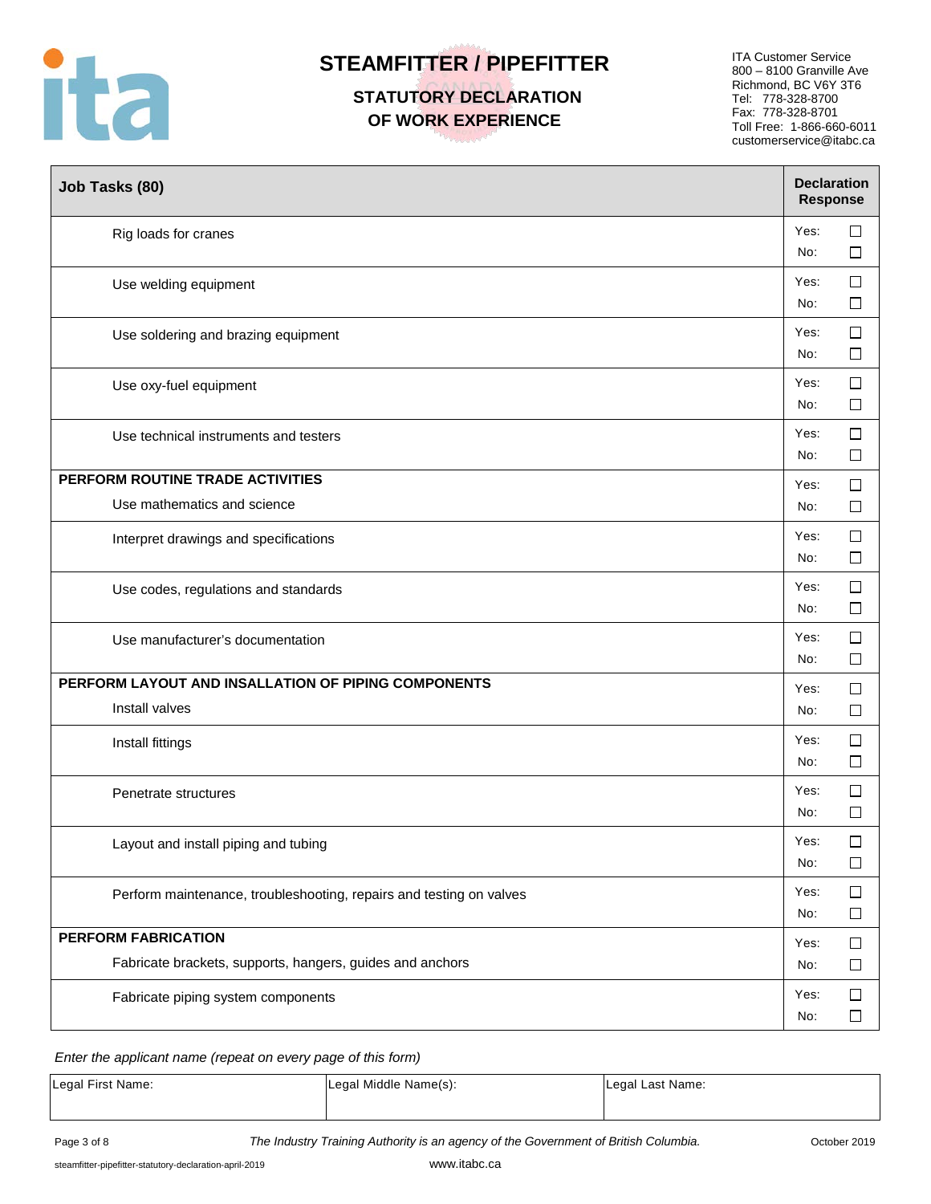# STEAMFITTER / PIPEFITTER

## STATUTORY DECLARATION OF WORK EXPERIENCE

ITA Customer Service
800 – 8100 Granville Ave
Richmond, BC V6Y 3T6
Tel: 778-328-8700
Fax: 778-328-8701
Toll Free: 1-866-660-6011
customerservice@itabc.ca

| Job Tasks (80) | Declaration Response |
|---|---|
| Rig loads for cranes | Yes: ☐ No: ☐ |
| Use welding equipment | Yes: ☐ No: ☐ |
| Use soldering and brazing equipment | Yes: ☐ No: ☐ |
| Use oxy-fuel equipment | Yes: ☐ No: ☐ |
| Use technical instruments and testers | Yes: ☐ No: ☐ |
| **PERFORM ROUTINE TRADE ACTIVITIES** Use mathematics and science | Yes: ☐ No: ☐ |
| Interpret drawings and specifications | Yes: ☐ No: ☐ |
| Use codes, regulations and standards | Yes: ☐ No: ☐ |
| Use manufacturer's documentation | Yes: ☐ No: ☐ |
| **PERFORM LAYOUT AND INSALLATION OF PIPING COMPONENTS** Install valves | Yes: ☐ No: ☐ |
| Install fittings | Yes: ☐ No: ☐ |
| Penetrate structures | Yes: ☐ No: ☐ |
| Layout and install piping and tubing | Yes: ☐ No: ☐ |
| Perform maintenance, troubleshooting, repairs and testing on valves | Yes: ☐ No: ☐ |
| **PERFORM FABRICATION** Fabricate brackets, supports, hangers, guides and anchors | Yes: ☐ No: ☐ |
| Fabricate piping system components | Yes: ☐ No: ☐ |

*Enter the applicant name (repeat on every page of this form)*

| Legal First Name: | Legal Middle Name(s): | Legal Last Name: |
|---|---|---|
| | | |

*The Industry Training Authority is an agency of the Government of British Columbia.*

October 2019

steamfitter-pipefitter-statutory-declaration-april-2019

www.itabc.ca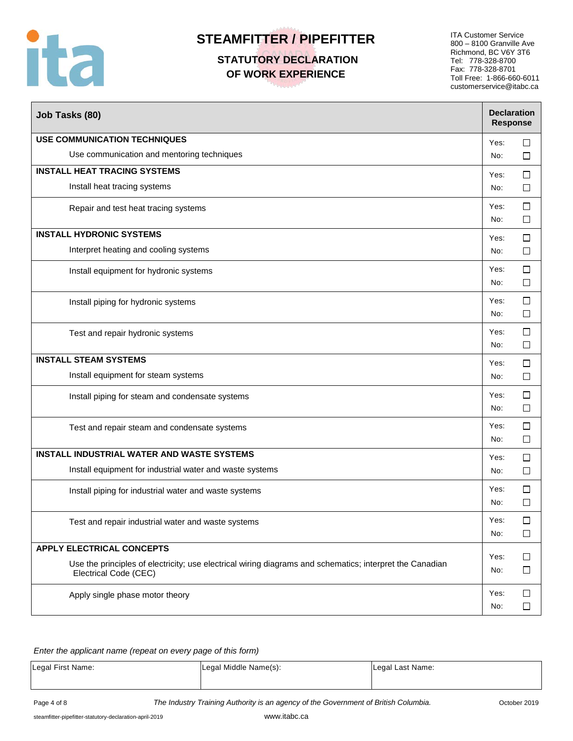# STEAMFITTER / PIPEFITTER

## STATUTORY DECLARATION OF WORK EXPERIENCE

ITA Customer Service
800 – 8100 Granville Ave
Richmond, BC V6Y 3T6
Tel: 778-328-8700
Fax: 778-328-8701
Toll Free: 1-866-660-6011
customerservice@itabc.ca

| Job Tasks (80) | Declaration Response |
|---|---|
| **USE COMMUNICATION TECHNIQUES** | |
| Use communication and mentoring techniques | Yes: ☐ No: ☐ |
| **INSTALL HEAT TRACING SYSTEMS** | |
| Install heat tracing systems | Yes: ☐ No: ☐ |
| Repair and test heat tracing systems | Yes: ☐ No: ☐ |
| **INSTALL HYDRONIC SYSTEMS** | |
| Interpret heating and cooling systems | Yes: ☐ No: ☐ |
| Install equipment for hydronic systems | Yes: ☐ No: ☐ |
| Install piping for hydronic systems | Yes: ☐ No: ☐ |
| Test and repair hydronic systems | Yes: ☐ No: ☐ |
| **INSTALL STEAM SYSTEMS** | |
| Install equipment for steam systems | Yes: ☐ No: ☐ |
| Install piping for steam and condensate systems | Yes: ☐ No: ☐ |
| Test and repair steam and condensate systems | Yes: ☐ No: ☐ |
| **INSTALL INDUSTRIAL WATER AND WASTE SYSTEMS** | |
| Install equipment for industrial water and waste systems | Yes: ☐ No: ☐ |
| Install piping for industrial water and waste systems | Yes: ☐ No: ☐ |
| Test and repair industrial water and waste systems | Yes: ☐ No: ☐ |
| **APPLY ELECTRICAL CONCEPTS** | |
| Use the principles of electricity; use electrical wiring diagrams and schematics; interpret the Canadian Electrical Code (CEC) | Yes: ☐ No: ☐ |
| Apply single phase motor theory | Yes: ☐ No: ☐ |

*Enter the applicant name (repeat on every page of this form)*

| Legal First Name: | Legal Middle Name(s): | Legal Last Name: |
|---|---|---|
| | | |

*The Industry Training Authority is an agency of the Government of British Columbia.*

October 2019

steamfitter-pipefitter-statutory-declaration-april-2019

www.itabc.ca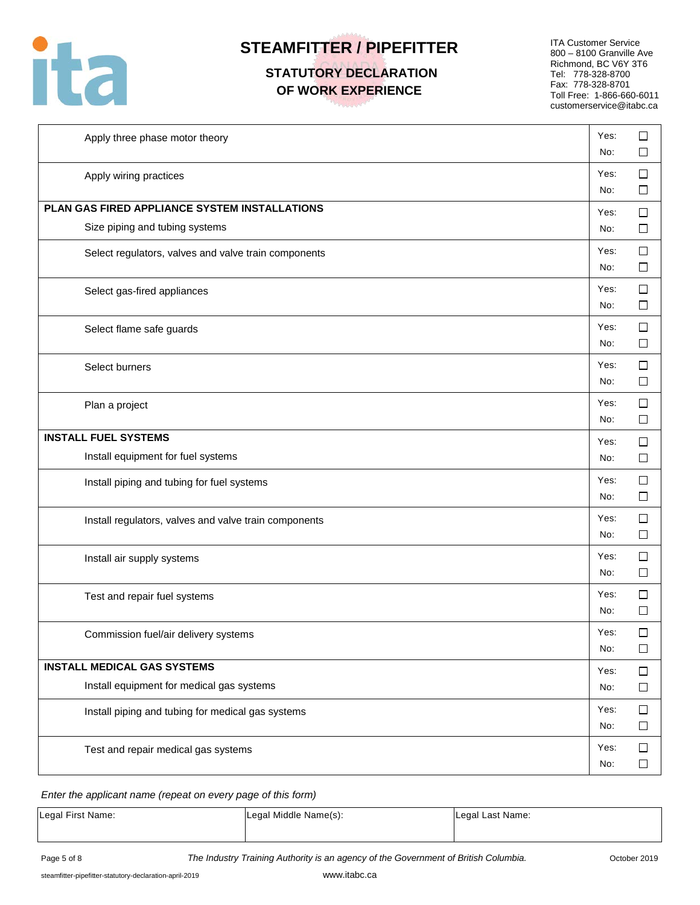# STEAMFITTER / PIPEFITTER

## STATUTORY DECLARATION OF WORK EXPERIENCE

ITA Customer Service
800 – 8100 Granville Ave
Richmond, BC V6Y 3T6
Tel: 778-328-8700
Fax: 778-328-8701
Toll Free: 1-866-660-6011
customerservice@itabc.ca

| Task | Response |
|---|---|
| Apply three phase motor theory | Yes: ☐ No: ☐ |
| Apply wiring practices | Yes: ☐ No: ☐ |
| **PLAN GAS FIRED APPLIANCE SYSTEM INSTALLATIONS** Size piping and tubing systems | Yes: ☐ No: ☐ |
| Select regulators, valves and valve train components | Yes: ☐ No: ☐ |
| Select gas-fired appliances | Yes: ☐ No: ☐ |
| Select flame safe guards | Yes: ☐ No: ☐ |
| Select burners | Yes: ☐ No: ☐ |
| Plan a project | Yes: ☐ No: ☐ |
| **INSTALL FUEL SYSTEMS** Install equipment for fuel systems | Yes: ☐ No: ☐ |
| Install piping and tubing for fuel systems | Yes: ☐ No: ☐ |
| Install regulators, valves and valve train components | Yes: ☐ No: ☐ |
| Install air supply systems | Yes: ☐ No: ☐ |
| Test and repair fuel systems | Yes: ☐ No: ☐ |
| Commission fuel/air delivery systems | Yes: ☐ No: ☐ |
| **INSTALL MEDICAL GAS SYSTEMS** Install equipment for medical gas systems | Yes: ☐ No: ☐ |
| Install piping and tubing for medical gas systems | Yes: ☐ No: ☐ |
| Test and repair medical gas systems | Yes: ☐ No: ☐ |

*Enter the applicant name (repeat on every page of this form)*

| Legal First Name: | Legal Middle Name(s): | Legal Last Name: |
|---|---|---|
| | | |

*The Industry Training Authority is an agency of the Government of British Columbia.*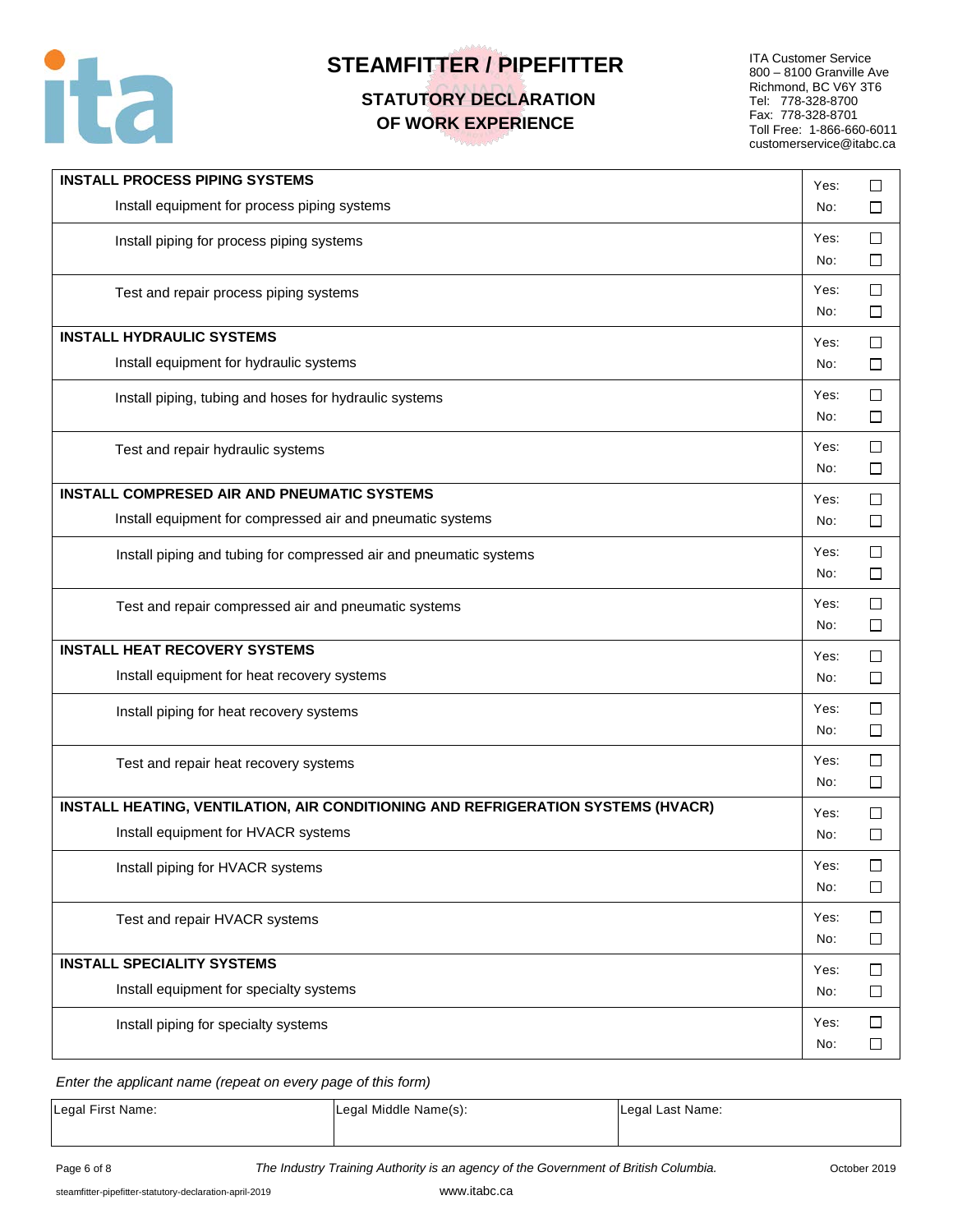# STEAMFITTER / PIPEFITTER

## STATUTORY DECLARATION OF WORK EXPERIENCE

ITA Customer Service
800 – 8100 Granville Ave
Richmond, BC V6Y 3T6
Tel: 778-328-8700
Fax: 778-328-8701
Toll Free: 1-866-660-6011
customerservice@itabc.ca

| Task | Response |
|---|---|
| **INSTALL PROCESS PIPING SYSTEMS** | |
| Install equipment for process piping systems | Yes: ☐ No: ☐ |
| Install piping for process piping systems | Yes: ☐ No: ☐ |
| Test and repair process piping systems | Yes: ☐ No: ☐ |
| **INSTALL HYDRAULIC SYSTEMS** | |
| Install equipment for hydraulic systems | Yes: ☐ No: ☐ |
| Install piping, tubing and hoses for hydraulic systems | Yes: ☐ No: ☐ |
| Test and repair hydraulic systems | Yes: ☐ No: ☐ |
| **INSTALL COMPRESED AIR AND PNEUMATIC SYSTEMS** | |
| Install equipment for compressed air and pneumatic systems | Yes: ☐ No: ☐ |
| Install piping and tubing for compressed air and pneumatic systems | Yes: ☐ No: ☐ |
| Test and repair compressed air and pneumatic systems | Yes: ☐ No: ☐ |
| **INSTALL HEAT RECOVERY SYSTEMS** | |
| Install equipment for heat recovery systems | Yes: ☐ No: ☐ |
| Install piping for heat recovery systems | Yes: ☐ No: ☐ |
| Test and repair heat recovery systems | Yes: ☐ No: ☐ |
| **INSTALL HEATING, VENTILATION, AIR CONDITIONING AND REFRIGERATION SYSTEMS (HVACR)** | |
| Install equipment for HVACR systems | Yes: ☐ No: ☐ |
| Install piping for HVACR systems | Yes: ☐ No: ☐ |
| Test and repair HVACR systems | Yes: ☐ No: ☐ |
| **INSTALL SPECIALITY SYSTEMS** | |
| Install equipment for specialty systems | Yes: ☐ No: ☐ |
| Install piping for specialty systems | Yes: ☐ No: ☐ |

*Enter the applicant name (repeat on every page of this form)*

| Legal First Name: | Legal Middle Name(s): | Legal Last Name: |
|---|---|---|
| | | |

*The Industry Training Authority is an agency of the Government of British Columbia.*

October 2019

steamfitter-pipefitter-statutory-declaration-april-2019

www.itabc.ca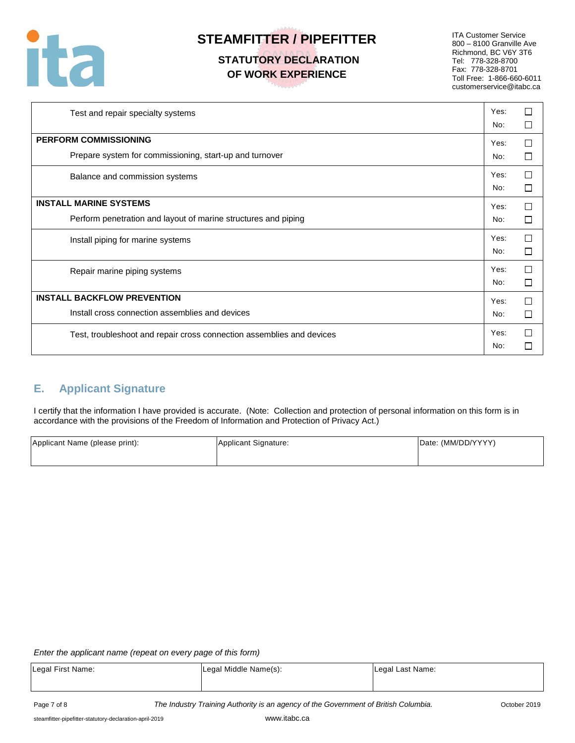| Task | Response |
| --- | --- |
| Test and repair specialty systems | Yes: ☐ No: ☐ |
| **PERFORM COMMISSIONING** Prepare system for commissioning, start-up and turnover | Yes: ☐ No: ☐ |
| Balance and commission systems | Yes: ☐ No: ☐ |
| **INSTALL MARINE SYSTEMS** Perform penetration and layout of marine structures and piping | Yes: ☐ No: ☐ |
| Install piping for marine systems | Yes: ☐ No: ☐ |
| Repair marine piping systems | Yes: ☐ No: ☐ |
| **INSTALL BACKFLOW PREVENTION** Install cross connection assemblies and devices | Yes: ☐ No: ☐ |
| Test, troubleshoot and repair cross connection assemblies and devices | Yes: ☐ No: ☐ |

## E. Applicant Signature

I certify that the information I have provided is accurate. (Note: Collection and protection of personal information on this form is in accordance with the provisions of the Freedom of Information and Protection of Privacy Act.)

| Applicant Name (please print): | Applicant Signature: | Date: (MM/DD/YYYY) |
| --- | --- | --- |
| | | |

*Enter the applicant name (repeat on every page of this form)*

| Legal First Name: | Legal Middle Name(s): | Legal Last Name: |
| --- | --- | --- |
| | | |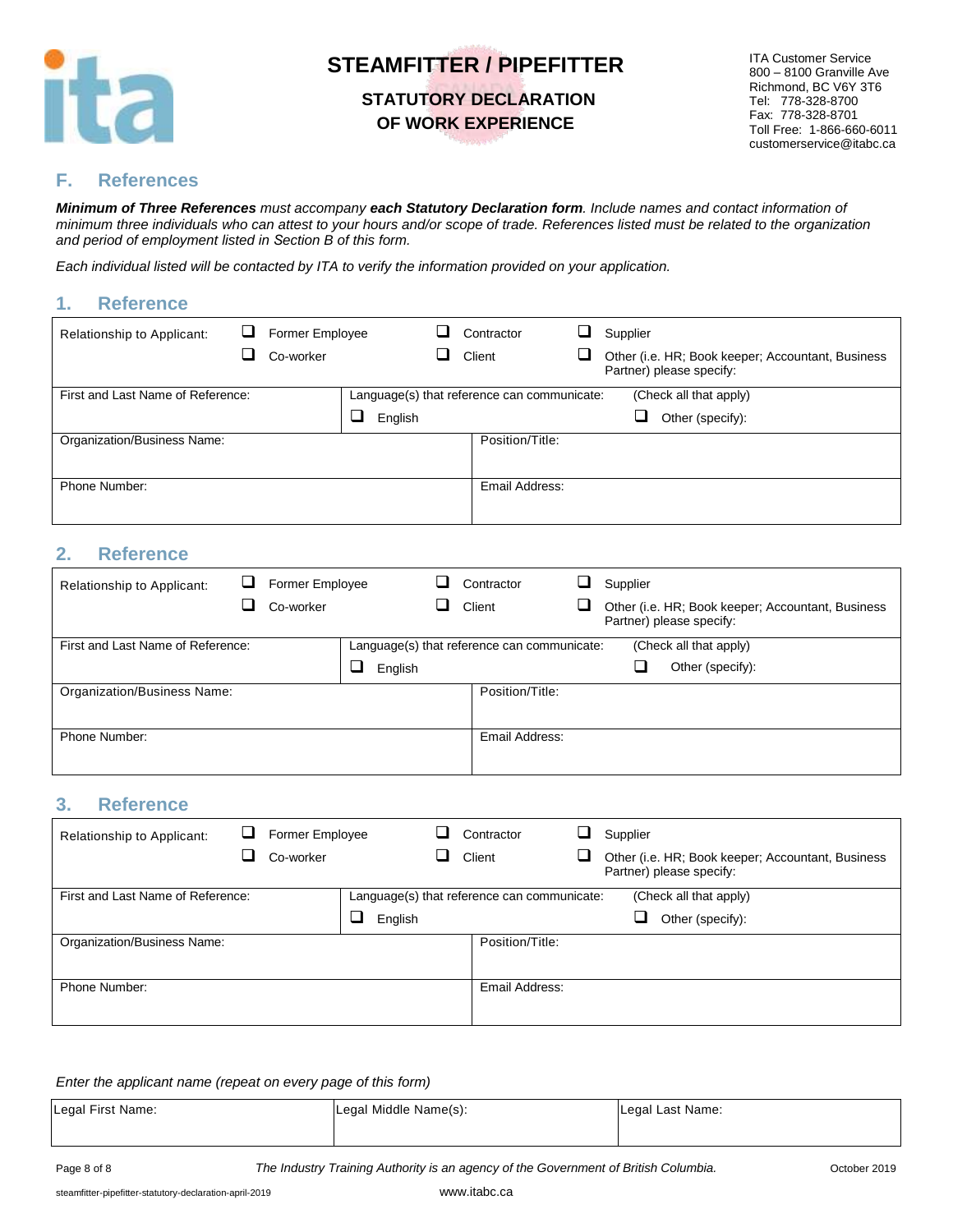# STEAMFITTER / PIPEFITTER

## STATUTORY DECLARATION OF WORK EXPERIENCE

ITA Customer Service
800 – 8100 Granville Ave
Richmond, BC V6Y 3T6
Tel: 778-328-8700
Fax: 778-328-8701
Toll Free: 1-866-660-6011
customerservice@itabc.ca

## F. References

***Minimum of Three References** must accompany **each Statutory Declaration form**. Include names and contact information of minimum three individuals who can attest to your hours and/or scope of trade. References listed must be related to the organization and period of employment listed in Section B of this form.*

*Each individual listed will be contacted by ITA to verify the information provided on your application.*

### 1. Reference

| | | |
|---|---|---|
| Relationship to Applicant: | ☐ Former Employee ☐ Co-worker ☐ Contractor ☐ Client | ☐ Supplier ☐ Other (i.e. HR; Book keeper; Accountant, Business Partner) please specify: |
| First and Last Name of Reference: | Language(s) that reference can communicate: ☐ English | (Check all that apply) ☐ Other (specify): |
| Organization/Business Name: | Position/Title: | |
| Phone Number: | Email Address: | |

### 2. Reference

| | | |
|---|---|---|
| Relationship to Applicant: | ☐ Former Employee ☐ Co-worker ☐ Contractor ☐ Client | ☐ Supplier ☐ Other (i.e. HR; Book keeper; Accountant, Business Partner) please specify: |
| First and Last Name of Reference: | Language(s) that reference can communicate: ☐ English | (Check all that apply) ☐ Other (specify): |
| Organization/Business Name: | Position/Title: | |
| Phone Number: | Email Address: | |

### 3. Reference

| | | |
|---|---|---|
| Relationship to Applicant: | ☐ Former Employee ☐ Co-worker ☐ Contractor ☐ Client | ☐ Supplier ☐ Other (i.e. HR; Book keeper; Accountant, Business Partner) please specify: |
| First and Last Name of Reference: | Language(s) that reference can communicate: ☐ English | (Check all that apply) ☐ Other (specify): |
| Organization/Business Name: | Position/Title: | |
| Phone Number: | Email Address: | |

*Enter the applicant name (repeat on every page of this form)*

| Legal First Name: | Legal Middle Name(s): | Legal Last Name: |
|---|---|---|
| | | |

*The Industry Training Authority is an agency of the Government of British Columbia.*

October 2019

steamfitter-pipefitter-statutory-declaration-april-2019

www.itabc.ca